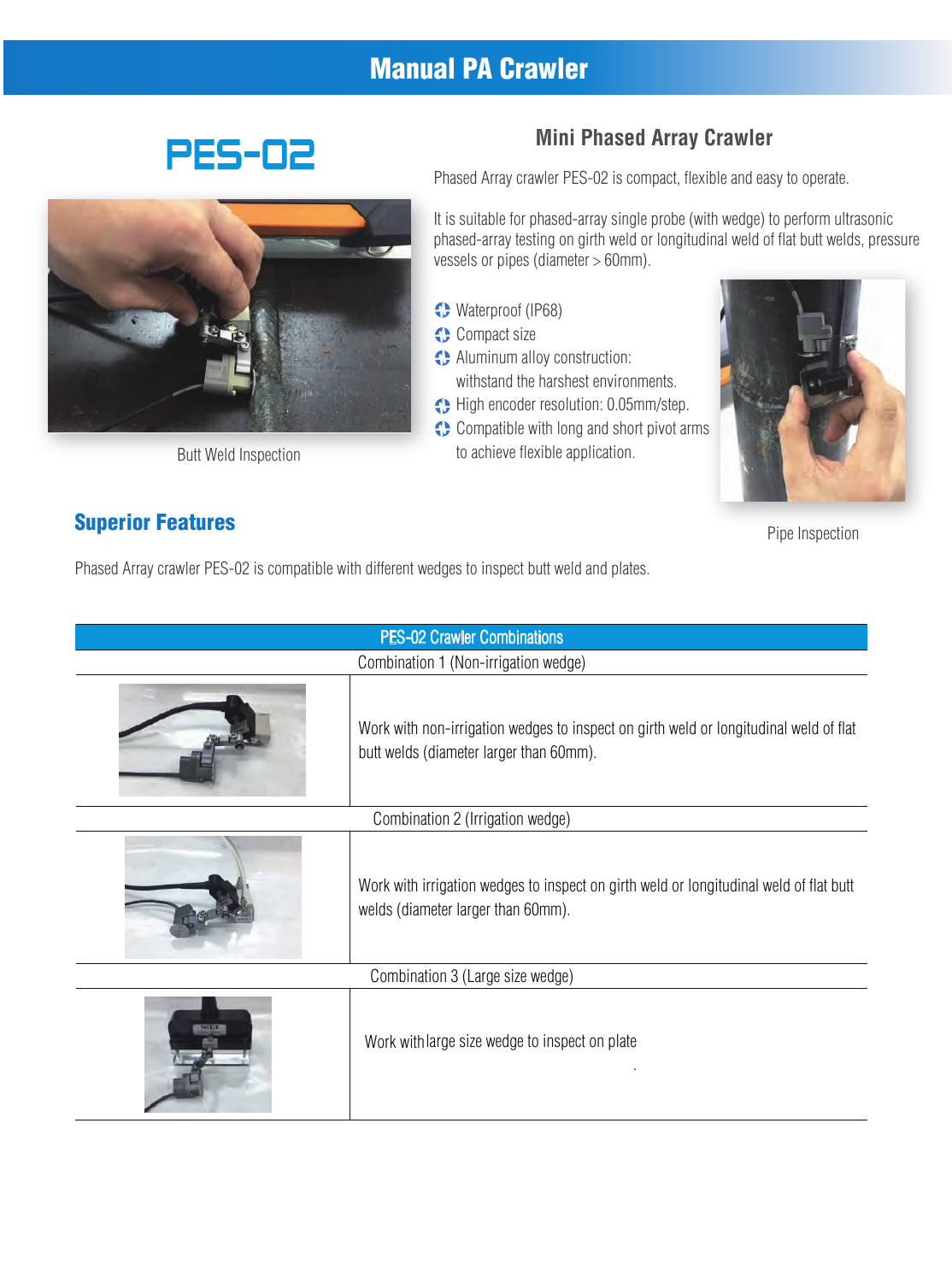# Manual PA Crawler

## PES-02

Butt Weld Inspection

### Mini Phased Array Crawler

Phased Array crawler PES-02 is compact, flexible and easy to operate.

It is suitable for phased-array single probe (with wedge) to perform ultrasonic phased-array testing on girth weld or longitudinal weld of flat butt welds, pressure vessels or pipes (diameter > 60mm).

- Waterproof (IP68)
- Compact size
- Aluminum alloy construction: withstand the harshest environments.
- High encoder resolution: 0.05mm/step.
- Compatible with long and short pivot arms to achieve flexible application.

Pipe Inspection

## Superior Features

Phased Array crawler PES-02 is compatible with different wedges to inspect butt weld and plates.

| PES-02 Crawler Combinations | |
|---|---|
| Combination 1 (Non-irrigation wedge) | |
| | Work with non-irrigation wedges to inspect on girth weld or longitudinal weld of flat butt welds (diameter larger than 60mm). |
| Combination 2 (Irrigation wedge) | |
| | Work with irrigation wedges to inspect on girth weld or longitudinal weld of flat butt welds (diameter larger than 60mm). |
| Combination 3 (Large size wedge) | |
| | Work with large size wedge to inspect on plate |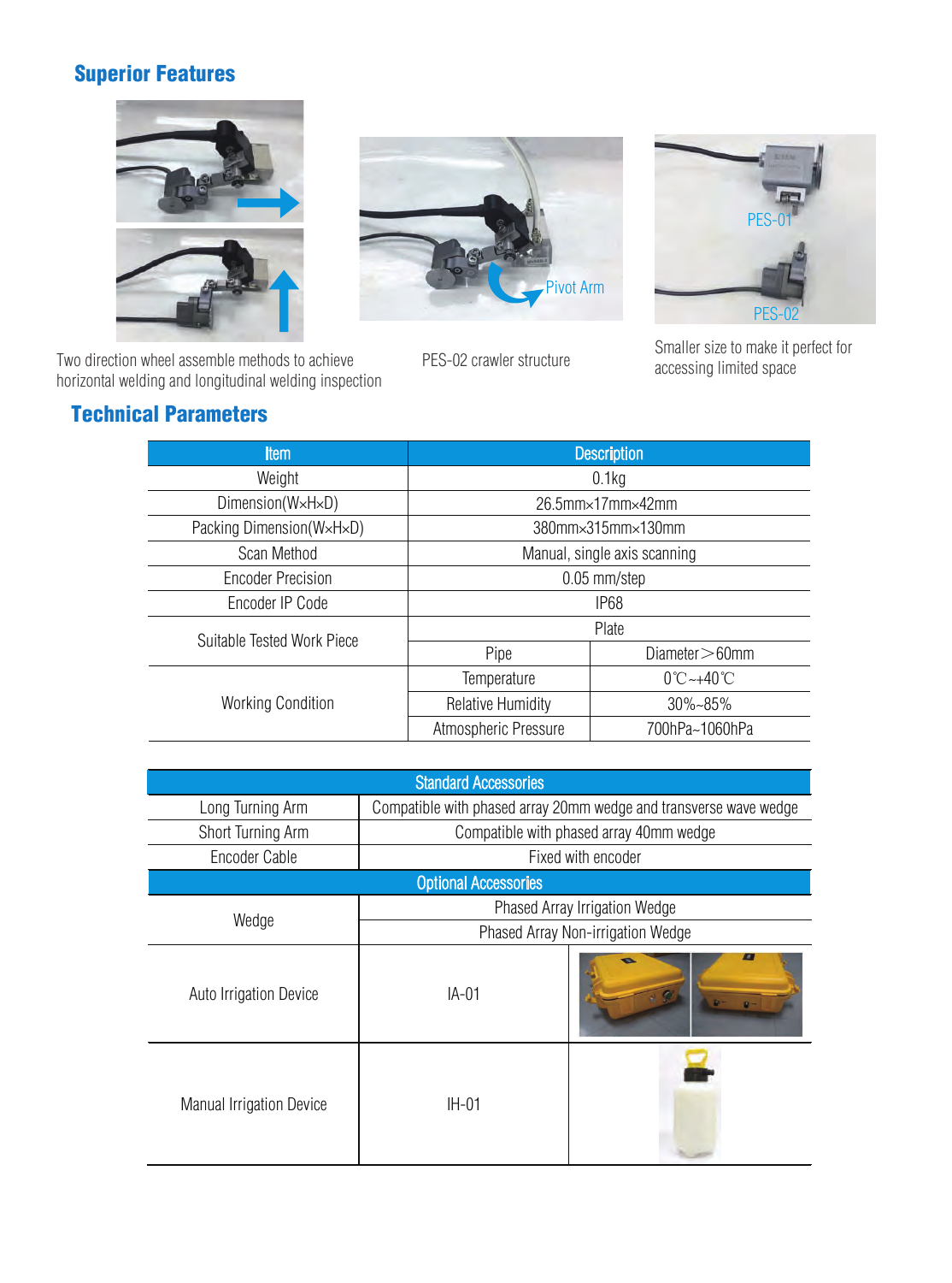## Superior Features

Two direction wheel assemble methods to achieve horizontal welding and longitudinal welding inspection

Pivot Arm

PES-02 crawler structure

PES-01

PES-02

Smaller size to make it perfect for accessing limited space

## Technical Parameters

| Item | Description | |
|---|---|---|
| Weight | 0.1kg | |
| Dimension(W×H×D) | 26.5mm×17mm×42mm | |
| Packing Dimension(W×H×D) | 380mm×315mm×130mm | |
| Scan Method | Manual, single axis scanning | |
| Encoder Precision | 0.05 mm/step | |
| Encoder IP Code | IP68 | |
| Suitable Tested Work Piece | Plate | |
| | Pipe | Diameter＞60mm |
| Working Condition | Temperature | 0℃~+40℃ |
| | Relative Humidity | 30%~85% |
| | Atmospheric Pressure | 700hPa~1060hPa |

| Standard Accessories | | |
|---|---|---|
| Long Turning Arm | Compatible with phased array 20mm wedge and transverse wave wedge | |
| Short Turning Arm | Compatible with phased array 40mm wedge | |
| Encoder Cable | Fixed with encoder | |
| **Optional Accessories** | | |
| Wedge | Phased Array Irrigation Wedge | |
| | Phased Array Non-irrigation Wedge | |
| Auto Irrigation Device | IA-01 | |
| Manual Irrigation Device | IH-01 | |